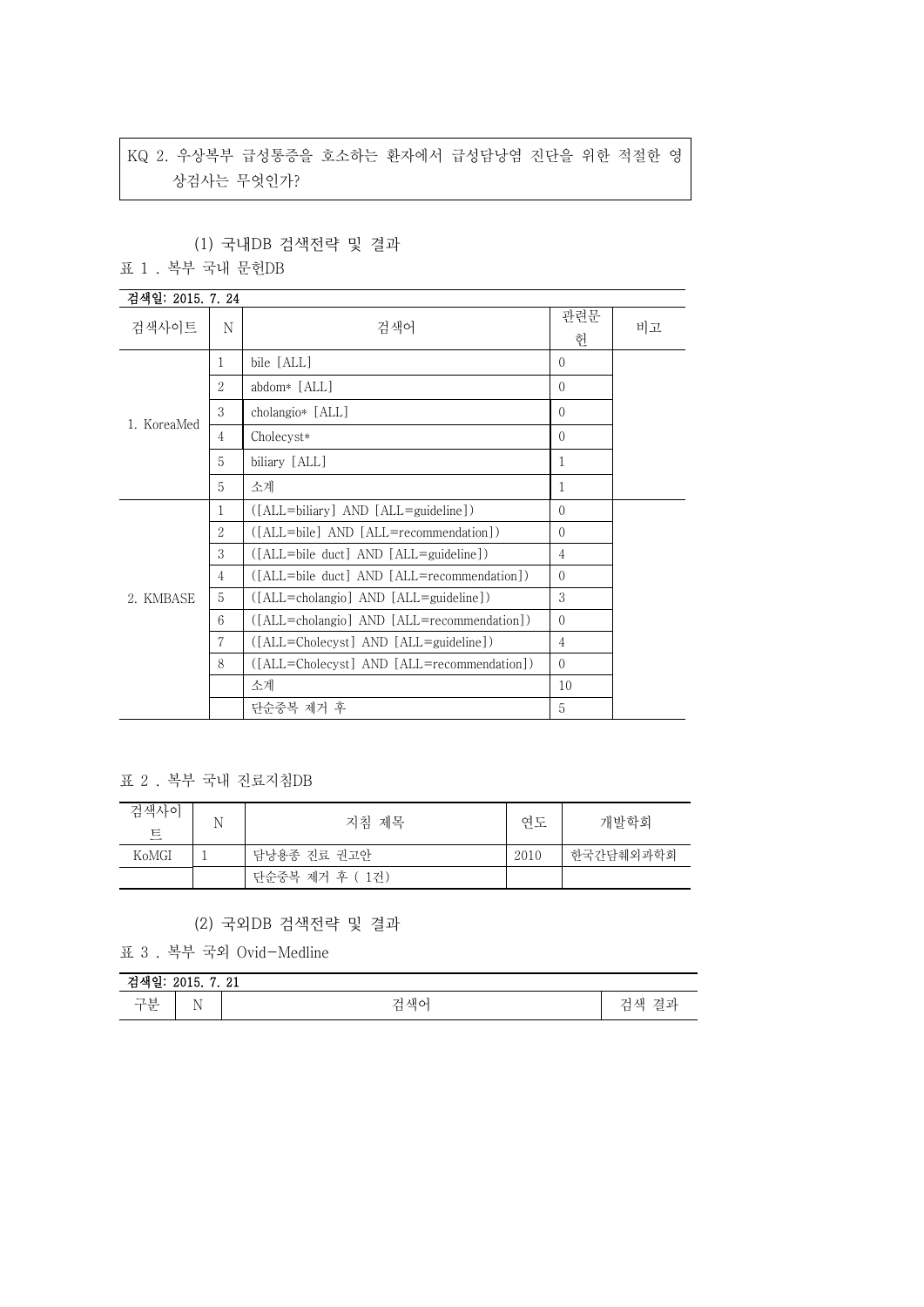KQ 2. 우상복부 급성통증을 호소하는 환자에서 급성담낭염 진단을 위한 적절한 영상검사는 무엇인가?

(1) 국내DB 검색전략 및 결과

표 1 . 복부 국내 문헌DB

검색일: 2015. 7. 24

| 검색사이트 | N | 검색어 | 관련문헌 | 비고 |
|---|---|---|---|---|
| 1. KoreaMed | 1 | bile [ALL] | 0 | |
| | 2 | abdom* [ALL] | 0 | |
| | 3 | cholangio* [ALL] | 0 | |
| | 4 | Cholecyst* | 0 | |
| | 5 | biliary [ALL] | 1 | |
| | 5 | 소계 | 1 | |
| 2. KMBASE | 1 | ([ALL=biliary] AND [ALL=guideline]) | 0 | |
| | 2 | ([ALL=bile] AND [ALL=recommendation]) | 0 | |
| | 3 | ([ALL=bile duct] AND [ALL=guideline]) | 4 | |
| | 4 | ([ALL=bile duct] AND [ALL=recommendation]) | 0 | |
| | 5 | ([ALL=cholangio] AND [ALL=guideline]) | 3 | |
| | 6 | ([ALL=cholangio] AND [ALL=recommendation]) | 0 | |
| | 7 | ([ALL=Cholecyst] AND [ALL=guideline]) | 4 | |
| | 8 | ([ALL=Cholecyst] AND [ALL=recommendation]) | 0 | |
| | | 소계 | 10 | |
| | | 단순중복 제거 후 | 5 | |

표 2 . 복부 국내 진료지침DB

| 검색사이트 | N | 지침 제목 | 연도 | 개발학회 |
|---|---|---|---|---|
| KoMGI | 1 | 담낭용종 진료 권고안 | 2010 | 한국간담췌외과학회 |
| | | 단순중복 제거 후 ( 1건) | | |

(2) 국외DB 검색전략 및 결과

표 3 . 복부 국외 Ovid-Medline

검색일: 2015. 7. 21

| 구분 | N | 검색어 | 검색 결과 |
|---|---|---|---|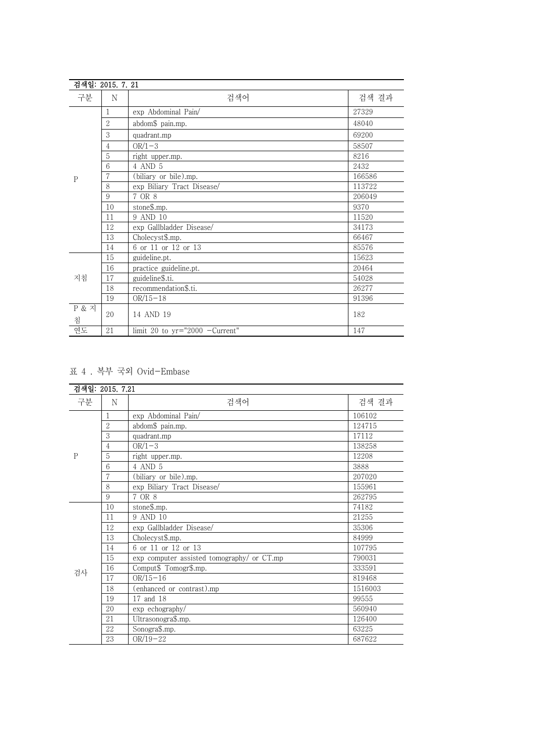| 검색일: 2015. 7. 21 | | | |
|---|---|---|---|
| 구분 | N | 검색어 | 검색 결과 |
| P | 1 | exp Abdominal Pain/ | 27329 |
| | 2 | abdom$ pain.mp. | 48040 |
| | 3 | quadrant.mp | 69200 |
| | 4 | OR/1-3 | 58507 |
| | 5 | right upper.mp. | 8216 |
| | 6 | 4 AND 5 | 2432 |
| | 7 | (biliary or bile).mp. | 166586 |
| | 8 | exp Biliary Tract Disease/ | 113722 |
| | 9 | 7 OR 8 | 206049 |
| | 10 | stone$.mp. | 9370 |
| | 11 | 9 AND 10 | 11520 |
| | 12 | exp Gallbladder Disease/ | 34173 |
| | 13 | Cholecyst$.mp. | 66467 |
| | 14 | 6 or 11 or 12 or 13 | 85576 |
| 지침 | 15 | guideline.pt. | 15623 |
| | 16 | practice guideline.pt. | 20464 |
| | 17 | guideline$.ti. | 54028 |
| | 18 | recommendation$.ti. | 26277 |
| | 19 | OR/15-18 | 91396 |
| P & 지침 | 20 | 14 AND 19 | 182 |
| 연도 | 21 | limit 20 to yr="2000 -Current" | 147 |

표 4 . 복부 국외 Ovid-Embase

| 검색일: 2015. 7.21 | | | |
|---|---|---|---|
| 구분 | N | 검색어 | 검색 결과 |
| P | 1 | exp Abdominal Pain/ | 106102 |
| | 2 | abdom$ pain.mp. | 124715 |
| | 3 | quadrant.mp | 17112 |
| | 4 | OR/1-3 | 138258 |
| | 5 | right upper.mp. | 12208 |
| | 6 | 4 AND 5 | 3888 |
| | 7 | (biliary or bile).mp. | 207020 |
| | 8 | exp Biliary Tract Disease/ | 155961 |
| | 9 | 7 OR 8 | 262795 |
| 검사 | 10 | stone$.mp. | 74182 |
| | 11 | 9 AND 10 | 21255 |
| | 12 | exp Gallbladder Disease/ | 35306 |
| | 13 | Cholecyst$.mp. | 84999 |
| | 14 | 6 or 11 or 12 or 13 | 107795 |
| | 15 | exp computer assisted tomography/ or CT.mp | 790031 |
| | 16 | Comput$ Tomogr$.mp. | 333591 |
| | 17 | OR/15-16 | 819468 |
| | 18 | (enhanced or contrast).mp | 1516003 |
| | 19 | 17 and 18 | 99555 |
| | 20 | exp echography/ | 560940 |
| | 21 | Ultrasonogra$.mp. | 126400 |
| | 22 | Sonogra$.mp. | 63225 |
| | 23 | OR/19-22 | 687622 |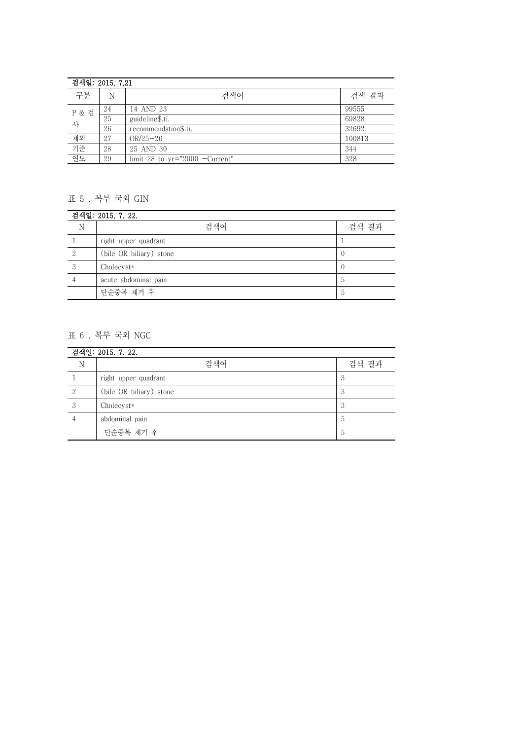| 검색일: 2015. 7.21 | | | |
|---|---|---|---|
| 구분 | N | 검색어 | 검색 결과 |
| P & 검사 | 24 | 14 AND 23 | 99555 |
| | 25 | guideline$.ti. | 69828 |
| | 26 | recommendation$.ti. | 32692 |
| 제외 | 27 | OR/25-26 | 100813 |
| 기준 | 28 | 25 AND 30 | 344 |
| 연도 | 29 | limit 28 to yr="2000 -Current" | 328 |

표 5 . 복부 국외 GIN

| 검색일: 2015. 7. 22. | | |
|---|---|---|
| N | 검색어 | 검색 결과 |
| 1 | right upper quadrant | 1 |
| 2 | (bile OR biliary) stone | 0 |
| 3 | Cholecyst* | 0 |
| 4 | acute abdominal pain | 5 |
| | 단순중복 제거 후 | 5 |

표 6 . 복부 국외 NGC

| 검색일: 2015. 7. 22. | | |
|---|---|---|
| N | 검색어 | 검색 결과 |
| 1 | right upper quadrant | 3 |
| 2 | (bile OR biliary) stone | 3 |
| 3 | Cholecyst* | 3 |
| 4 | abdominal pain | 5 |
| | 단순중복 제거 후 | 5 |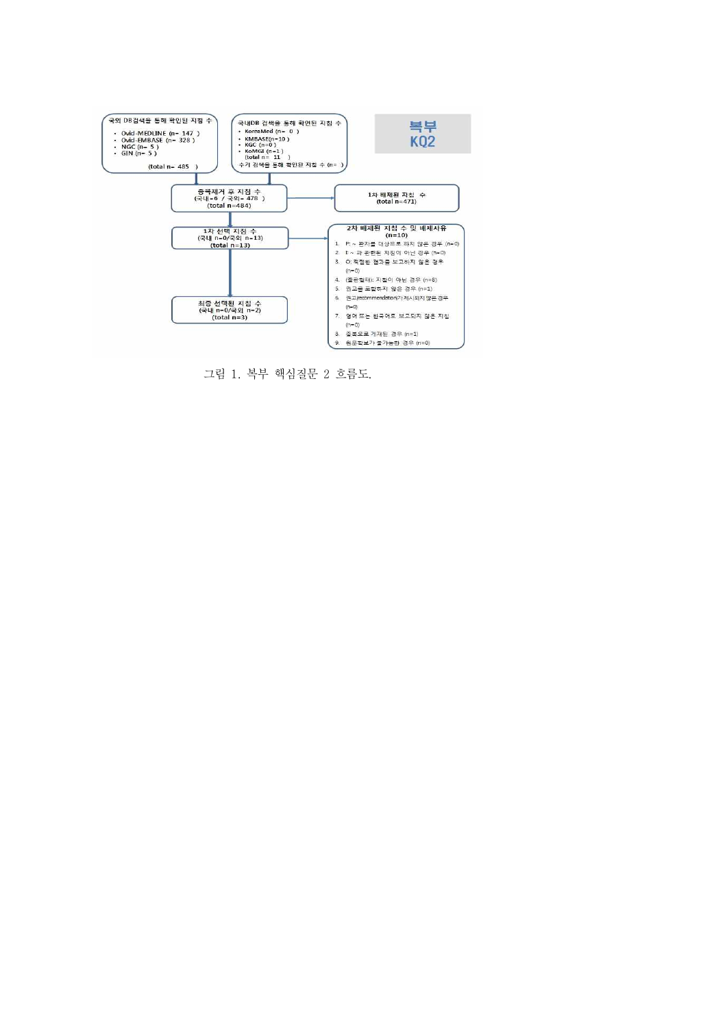국외 DB검색을 통해 확인된 지침 수

- Ovid-MEDLINE (n= 147 )
- Ovid-EMBASE (n= 328 )
- NGC (n= 5 )
- GIN (n= 5 )

(total n= 485 )

국내DB 검색을 통해 확인된 지침 수

- KoreaMed (n= 0 )
- KMBASE(n=10 )
- KGC (n=0 )
- KoMGI (n=1 )

(totel n= 11 )

수기 검색을 통해 확인된 지침 수 (n= )

복부

KQ2

중복제거 후 지침 수
(국내=6 / 국외= 478 )
(total n=484)

1차 배제된 지침 수
(total n=471)

1차 선택 지침 수
(국내 n=0/국외 n=13)
(total n=13)

2차 배제된 지침 수 및 배제사유
(n=10)

1. P: ~ 환자를 대상으로 하지 않은 경우 (n=0)
2. I: ~ 과 관련된 지침이 아닌 경우 (n=0)
3. O: 적절한 결과를 보고하지 않은 경우 (n=0)
4. (출판형태): 지침이 아닌 경우 (n=8)
5. 권고를 포함하지 않은 경우 (n=1)
6. 권고(recommendation)가 제시되지 않은 경우 (n=0)
7. 영어 또는 한국어로 보고되지 않은 지침 (n=0)
8. 중복으로 게재된 경우 (n=1)
9. 원문확보가 불가능한 경우 (n=0)

최종 선택된 지침 수
(국내 n=0/국외 n=2)
(total n=3)

그림 1. 복부 핵심질문 2 흐름도.